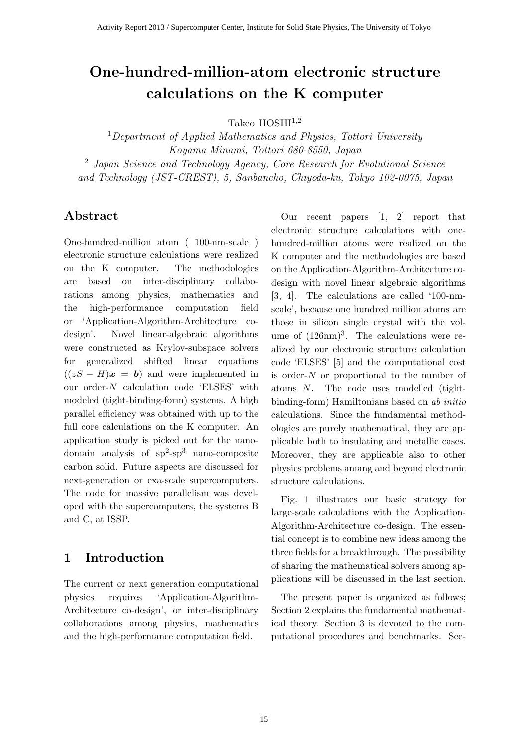# One-hundred-million-atom electronic structure calculations on the K computer

Takeo HOSHI[1,2]

[1] *Department of Applied Mathematics and Physics, Tottori University Koyama Minami, Tottori 680-8550, Japan*

[2] *Japan Science and Technology Agency, Core Research for Evolutional Science and Technology (JST-CREST), 5, Sanbancho, Chiyoda-ku, Tokyo 102-0075, Japan*

## Abstract

One-hundred-million atom ( 100-nm-scale ) electronic structure calculations were realized on the K computer. The methodologies are based on inter-disciplinary collaborations among physics, mathematics and the high-performance computation field or 'Application-Algorithm-Architecture co-design'. Novel linear-algebraic algorithms were constructed as Krylov-subspace solvers for generalized shifted linear equations ($(zS - H)\boldsymbol{x} = \boldsymbol{b}$) and were implemented in our order-$N$ calculation code 'ELSES' with modeled (tight-binding-form) systems. A high parallel efficiency was obtained with up to the full core calculations on the K computer. An application study is picked out for the nano-domain analysis of $sp^2$-$sp^3$ nano-composite carbon solid. Future aspects are discussed for next-generation or exa-scale supercomputers. The code for massive parallelism was developed with the supercomputers, the systems B and C, at ISSP.

## 1 Introduction

The current or next generation computational physics requires 'Application-Algorithm-Architecture co-design', or inter-disciplinary collaborations among physics, mathematics and the high-performance computation field.

Our recent papers [1, 2] report that electronic structure calculations with one-hundred-million atoms were realized on the K computer and the methodologies are based on the Application-Algorithm-Architecture co-design with novel linear algebraic algorithms [3, 4]. The calculations are called '100-nm-scale', because one hundred million atoms are those in silicon single crystal with the volume of $(126\text{nm})^3$. The calculations were realized by our electronic structure calculation code 'ELSES' [5] and the computational cost is order-$N$ or proportional to the number of atoms $N$. The code uses modelled (tight-binding-form) Hamiltonians based on *ab initio* calculations. Since the fundamental methodologies are purely mathematical, they are applicable both to insulating and metallic cases. Moreover, they are applicable also to other physics problems amang and beyond electronic structure calculations.

Fig. 1 illustrates our basic strategy for large-scale calculations with the Application-Algorithm-Architecture co-design. The essential concept is to combine new ideas among the three fields for a breakthrough. The possibility of sharing the mathematical solvers among applications will be discussed in the last section.

The present paper is organized as follows; Section 2 explains the fundamental mathematical theory. Section 3 is devoted to the computational procedures and benchmarks. Sec-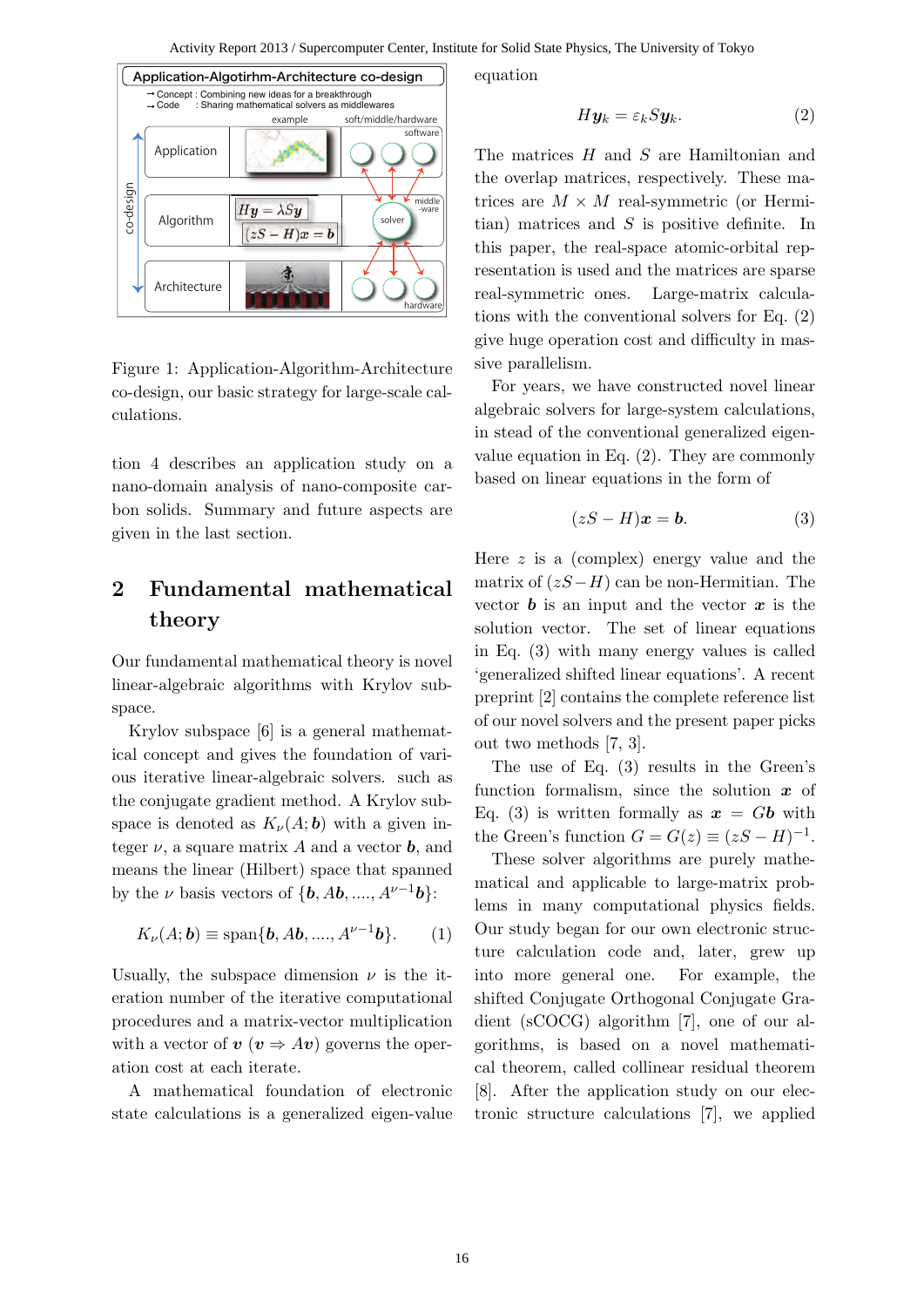Figure 1: Application-Algorithm-Architecture co-design, our basic strategy for large-scale calculations.

tion 4 describes an application study on a nano-domain analysis of nano-composite carbon solids. Summary and future aspects are given in the last section.

## 2 Fundamental mathematical theory

Our fundamental mathematical theory is novel linear-algebraic algorithms with Krylov subspace.

Krylov subspace [6] is a general mathematical concept and gives the foundation of various iterative linear-algebraic solvers. such as the conjugate gradient method. A Krylov subspace is denoted as $K_\nu(A; \boldsymbol{b})$ with a given integer $\nu$, a square matrix $A$ and a vector $\boldsymbol{b}$, and means the linear (Hilbert) space that spanned by the $\nu$ basis vectors of $\{\boldsymbol{b}, A\boldsymbol{b}, ...., A^{\nu-1}\boldsymbol{b}\}$:

$$K_\nu(A; \boldsymbol{b}) \equiv \mathrm{span}\{\boldsymbol{b}, A\boldsymbol{b}, ...., A^{\nu-1}\boldsymbol{b}\}. \quad (1)$$

Usually, the subspace dimension $\nu$ is the iteration number of the iterative computational procedures and a matrix-vector multiplication with a vector of $\boldsymbol{v}$ ($\boldsymbol{v} \Rightarrow A\boldsymbol{v}$) governs the operation cost at each iterate.

A mathematical foundation of electronic state calculations is a generalized eigen-value equation

$$H\boldsymbol{y}_k = \varepsilon_k S \boldsymbol{y}_k. \quad (2)$$

The matrices $H$ and $S$ are Hamiltonian and the overlap matrices, respectively. These matrices are $M \times M$ real-symmetric (or Hermitian) matrices and $S$ is positive definite. In this paper, the real-space atomic-orbital representation is used and the matrices are sparse real-symmetric ones. Large-matrix calculations with the conventional solvers for Eq. (2) give huge operation cost and difficulty in massive parallelism.

For years, we have constructed novel linear algebraic solvers for large-system calculations, in stead of the conventional generalized eigenvalue equation in Eq. (2). They are commonly based on linear equations in the form of

$$(zS - H)\boldsymbol{x} = \boldsymbol{b}. \quad (3)$$

Here $z$ is a (complex) energy value and the matrix of $(zS - H)$ can be non-Hermitian. The vector $\boldsymbol{b}$ is an input and the vector $\boldsymbol{x}$ is the solution vector. The set of linear equations in Eq. (3) with many energy values is called 'generalized shifted linear equations'. A recent preprint [2] contains the complete reference list of our novel solvers and the present paper picks out two methods [7, 3].

The use of Eq. (3) results in the Green's function formalism, since the solution $\boldsymbol{x}$ of Eq. (3) is written formally as $\boldsymbol{x} = G\boldsymbol{b}$ with the Green's function $G = G(z) \equiv (zS - H)^{-1}$.

These solver algorithms are purely mathematical and applicable to large-matrix problems in many computational physics fields. Our study began for our own electronic structure calculation code and, later, grew up into more general one. For example, the shifted Conjugate Orthogonal Conjugate Gradient (sCOCG) algorithm [7], one of our algorithms, is based on a novel mathematical theorem, called collinear residual theorem [8]. After the application study on our electronic structure calculations [7], we applied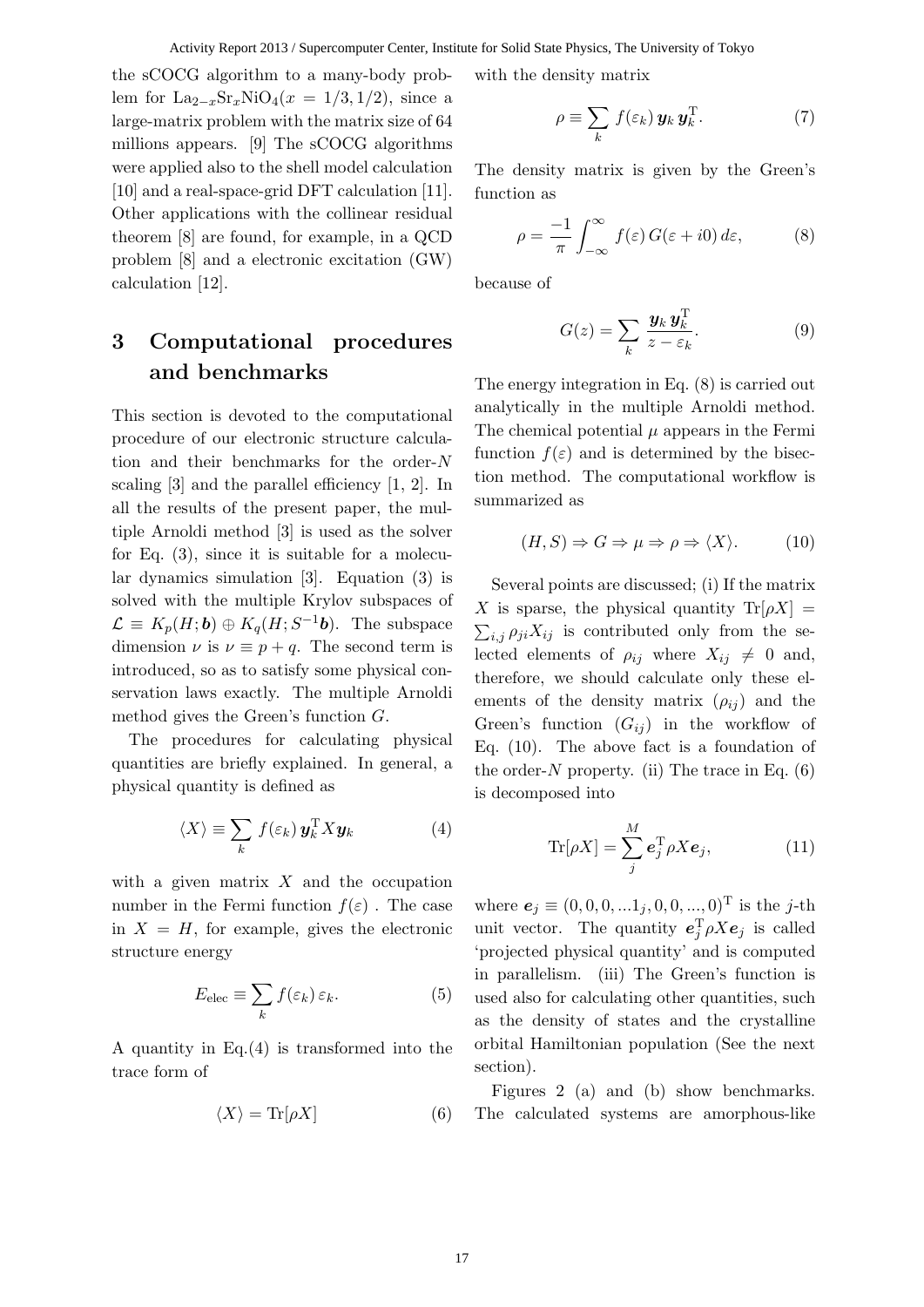the sCOCG algorithm to a many-body problem for $La_{2-x}Sr_xNiO_4 (x = 1/3, 1/2)$, since a large-matrix problem with the matrix size of 64 millions appears. [9] The sCOCG algorithms were applied also to the shell model calculation [10] and a real-space-grid DFT calculation [11]. Other applications with the collinear residual theorem [8] are found, for example, in a QCD problem [8] and a electronic excitation (GW) calculation [12].

## 3 Computational procedures and benchmarks

This section is devoted to the computational procedure of our electronic structure calculation and their benchmarks for the order-$N$ scaling [3] and the parallel efficiency [1, 2]. In all the results of the present paper, the multiple Arnoldi method [3] is used as the solver for Eq. (3), since it is suitable for a molecular dynamics simulation [3]. Equation (3) is solved with the multiple Krylov subspaces of $\mathcal{L} \equiv K_p(H; \boldsymbol{b}) \oplus K_q(H; S^{-1}\boldsymbol{b})$. The subspace dimension $\nu$ is $\nu \equiv p + q$. The second term is introduced, so as to satisfy some physical conservation laws exactly. The multiple Arnoldi method gives the Green's function $G$.

The procedures for calculating physical quantities are briefly explained. In general, a physical quantity is defined as

$$\langle X \rangle \equiv \sum_k f(\varepsilon_k)\, \boldsymbol{y}_k^{\mathrm{T}} X \boldsymbol{y}_k \tag{4}$$

with a given matrix $X$ and the occupation number in the Fermi function $f(\varepsilon)$ . The case in $X = H$, for example, gives the electronic structure energy

$$E_{\mathrm{elec}} \equiv \sum_k f(\varepsilon_k)\, \varepsilon_k. \tag{5}$$

A quantity in Eq.(4) is transformed into the trace form of

$$\langle X \rangle = \mathrm{Tr}[\rho X] \tag{6}$$

with the density matrix

$$\rho \equiv \sum_k f(\varepsilon_k)\, \boldsymbol{y}_k\, \boldsymbol{y}_k^{\mathrm{T}}. \tag{7}$$

The density matrix is given by the Green's function as

$$\rho = \frac{-1}{\pi} \int_{-\infty}^{\infty} f(\varepsilon)\, G(\varepsilon + i0)\, d\varepsilon, \tag{8}$$

because of

$$G(z) = \sum_k \frac{\boldsymbol{y}_k\, \boldsymbol{y}_k^{\mathrm{T}}}{z - \varepsilon_k}. \tag{9}$$

The energy integration in Eq. (8) is carried out analytically in the multiple Arnoldi method. The chemical potential $\mu$ appears in the Fermi function $f(\varepsilon)$ and is determined by the bisection method. The computational workflow is summarized as

$$(H, S) \Rightarrow G \Rightarrow \mu \Rightarrow \rho \Rightarrow \langle X \rangle. \tag{10}$$

Several points are discussed; (i) If the matrix $X$ is sparse, the physical quantity $\mathrm{Tr}[\rho X] = \sum_{i,j} \rho_{ji} X_{ij}$ is contributed only from the selected elements of $\rho_{ij}$ where $X_{ij} \neq 0$ and, therefore, we should calculate only these elements of the density matrix ($\rho_{ij}$) and the Green's function ($G_{ij}$) in the workflow of Eq. (10). The above fact is a foundation of the order-$N$ property. (ii) The trace in Eq. (6) is decomposed into

$$\mathrm{Tr}[\rho X] = \sum_j^M \boldsymbol{e}_j^{\mathrm{T}} \rho X \boldsymbol{e}_j, \tag{11}$$

where $\boldsymbol{e}_j \equiv (0, 0, 0, ...1_j, 0, 0, ..., 0)^{\mathrm{T}}$ is the $j$-th unit vector. The quantity $\boldsymbol{e}_j^{\mathrm{T}} \rho X \boldsymbol{e}_j$ is called 'projected physical quantity' and is computed in parallelism. (iii) The Green's function is used also for calculating other quantities, such as the density of states and the crystalline orbital Hamiltonian population (See the next section).

Figures 2 (a) and (b) show benchmarks. The calculated systems are amorphous-like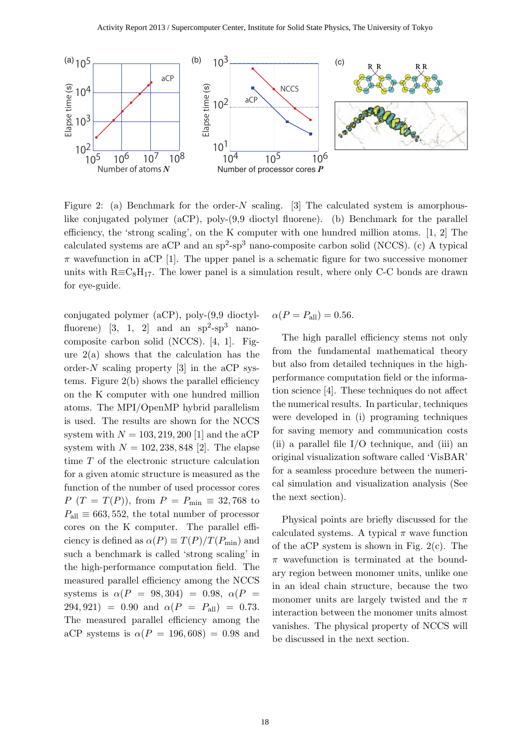Figure 2: (a) Benchmark for the order-$N$ scaling. [3] The calculated system is amorphous-like conjugated polymer (aCP), poly-(9,9 dioctyl fluorene). (b) Benchmark for the parallel efficiency, the 'strong scaling', on the K computer with one hundred million atoms. [1, 2] The calculated systems are aCP and an $sp^2$-$sp^3$ nano-composite carbon solid (NCCS). (c) A typical $\pi$ wavefunction in aCP [1]. The upper panel is a schematic figure for two successive monomer units with $R \equiv C_8H_{17}$. The lower panel is a simulation result, where only C-C bonds are drawn for eye-guide.

conjugated polymer (aCP), poly-(9,9 dioctyl-fluorene) [3, 1, 2] and an $sp^2$-$sp^3$ nano-composite carbon solid (NCCS). [4, 1]. Figure 2(a) shows that the calculation has the order-$N$ scaling property [3] in the aCP systems. Figure 2(b) shows the parallel efficiency on the K computer with one hundred million atoms. The MPI/OpenMP hybrid parallelism is used. The results are shown for the NCCS system with $N = 103, 219, 200$ [1] and the aCP system with $N = 102, 238, 848$ [2]. The elapse time $T$ of the electronic structure calculation for a given atomic structure is measured as the function of the number of used processor cores $P$ ($T = T(P)$), from $P = P_{\rm min} \equiv 32, 768$ to $P_{\rm all} \equiv 663, 552$, the total number of processor cores on the K computer. The parallel efficiency is defined as $\alpha(P) \equiv T(P)/T(P_{\rm min})$ and such a benchmark is called 'strong scaling' in the high-performance computation field. The measured parallel efficiency among the NCCS systems is $\alpha(P = 98, 304) = 0.98$, $\alpha(P = 294, 921) = 0.90$ and $\alpha(P = P_{\rm all}) = 0.73$. The measured parallel efficiency among the aCP systems is $\alpha(P = 196, 608) = 0.98$ and $\alpha(P = P_{\rm all}) = 0.56$.

The high parallel efficiency stems not only from the fundamental mathematical theory but also from detailed techniques in the high-performance computation field or the information science [4]. These techniques do not affect the numerical results. In particular, techniques were developed in (i) programing techniques for saving memory and communication costs (ii) a parallel file I/O technique, and (iii) an original visualization software called 'VisBAR' for a seamless procedure between the numerical simulation and visualization analysis (See the next section).

Physical points are briefly discussed for the calculated systems. A typical $\pi$ wave function of the aCP system is shown in Fig. 2(c). The $\pi$ wavefunction is terminated at the boundary region between monomer units, unlike one in an ideal chain structure, because the two monomer units are largely twisted and the $\pi$ interaction between the monomer units almost vanishes. The physical property of NCCS will be discussed in the next section.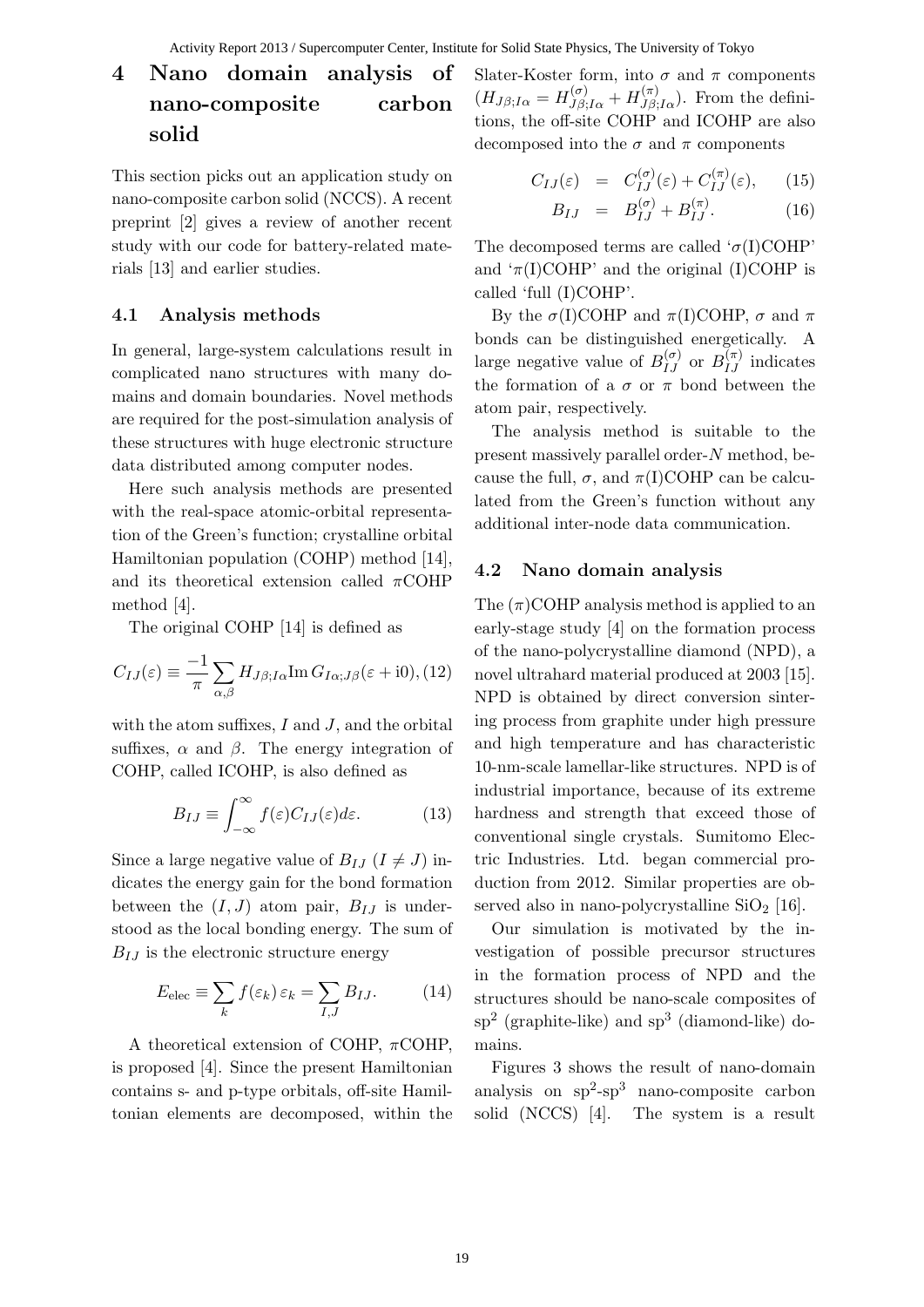## 4 Nano domain analysis of nano-composite carbon solid

This section picks out an application study on nano-composite carbon solid (NCCS). A recent preprint [2] gives a review of another recent study with our code for battery-related materials [13] and earlier studies.

### 4.1 Analysis methods

In general, large-system calculations result in complicated nano structures with many domains and domain boundaries. Novel methods are required for the post-simulation analysis of these structures with huge electronic structure data distributed among computer nodes.

Here such analysis methods are presented with the real-space atomic-orbital representation of the Green's function; crystalline orbital Hamiltonian population (COHP) method [14], and its theoretical extension called $\pi$COHP method [4].

The original COHP [14] is defined as

$$C_{IJ}(\varepsilon) \equiv \frac{-1}{\pi} \sum_{\alpha,\beta} H_{J\beta;I\alpha} \mathrm{Im}\, G_{I\alpha;J\beta}(\varepsilon + \mathrm{i}0), \quad (12)$$

with the atom suffixes, $I$ and $J$, and the orbital suffixes, $\alpha$ and $\beta$. The energy integration of COHP, called ICOHP, is also defined as

$$B_{IJ} \equiv \int_{-\infty}^{\infty} f(\varepsilon) C_{IJ}(\varepsilon) d\varepsilon. \quad (13)$$

Since a large negative value of $B_{IJ}$ $(I \neq J)$ indicates the energy gain for the bond formation between the $(I, J)$ atom pair, $B_{IJ}$ is understood as the local bonding energy. The sum of $B_{IJ}$ is the electronic structure energy

$$E_{\mathrm{elec}} \equiv \sum_k f(\varepsilon_k)\, \varepsilon_k = \sum_{I,J} B_{IJ}. \quad (14)$$

A theoretical extension of COHP, $\pi$COHP, is proposed [4]. Since the present Hamiltonian contains s- and p-type orbitals, off-site Hamiltonian elements are decomposed, within the Slater-Koster form, into $\sigma$ and $\pi$ components $(H_{J\beta;I\alpha} = H^{(\sigma)}_{J\beta;I\alpha} + H^{(\pi)}_{J\beta;I\alpha})$. From the definitions, the off-site COHP and ICOHP are also decomposed into the $\sigma$ and $\pi$ components

$$C_{IJ}(\varepsilon) = C^{(\sigma)}_{IJ}(\varepsilon) + C^{(\pi)}_{IJ}(\varepsilon), \quad (15)$$

$$B_{IJ} = B^{(\sigma)}_{IJ} + B^{(\pi)}_{IJ}. \quad (16)$$

The decomposed terms are called '$\sigma$(I)COHP' and '$\pi$(I)COHP' and the original (I)COHP is called 'full (I)COHP'.

By the $\sigma$(I)COHP and $\pi$(I)COHP, $\sigma$ and $\pi$ bonds can be distinguished energetically. A large negative value of $B^{(\sigma)}_{IJ}$ or $B^{(\pi)}_{IJ}$ indicates the formation of a $\sigma$ or $\pi$ bond between the atom pair, respectively.

The analysis method is suitable to the present massively parallel order-$N$ method, because the full, $\sigma$, and $\pi$(I)COHP can be calculated from the Green's function without any additional inter-node data communication.

### 4.2 Nano domain analysis

The ($\pi$)COHP analysis method is applied to an early-stage study [4] on the formation process of the nano-polycrystalline diamond (NPD), a novel ultrahard material produced at 2003 [15]. NPD is obtained by direct conversion sintering process from graphite under high pressure and high temperature and has characteristic 10-nm-scale lamellar-like structures. NPD is of industrial importance, because of its extreme hardness and strength that exceed those of conventional single crystals. Sumitomo Electric Industries. Ltd. began commercial production from 2012. Similar properties are observed also in nano-polycrystalline $SiO_2$ [16].

Our simulation is motivated by the investigation of possible precursor structures in the formation process of NPD and the structures should be nano-scale composites of $sp^2$ (graphite-like) and $sp^3$ (diamond-like) domains.

Figures 3 shows the result of nano-domain analysis on $sp^2$-$sp^3$ nano-composite carbon solid (NCCS) [4]. The system is a result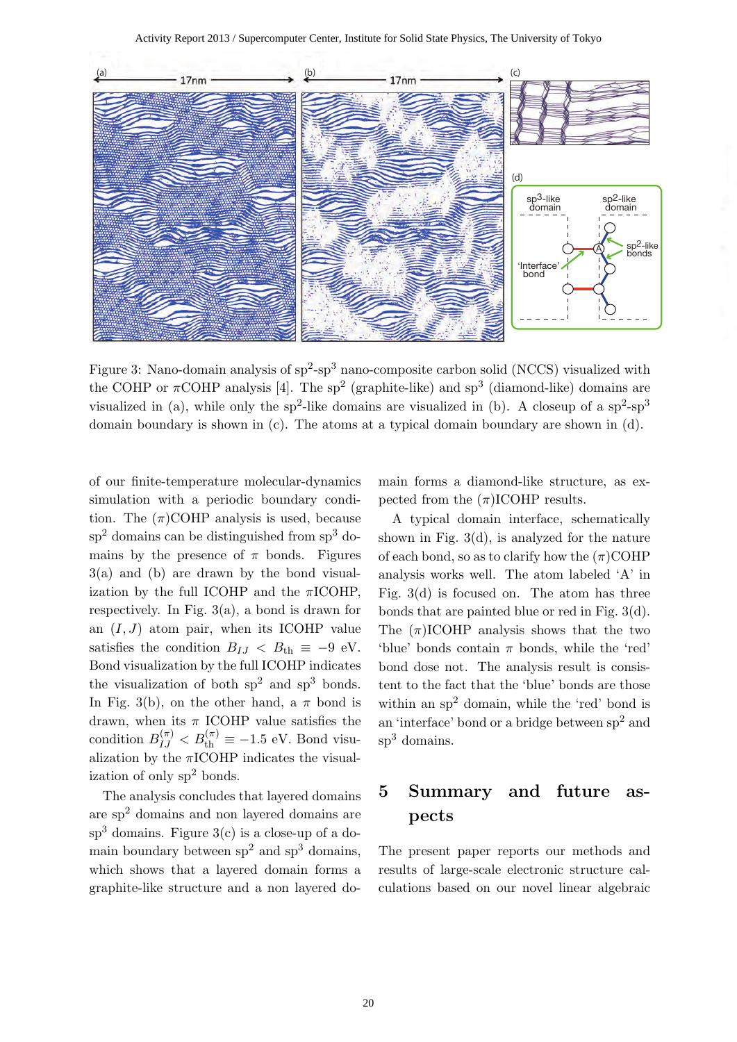Figure 3: Nano-domain analysis of sp$^2$-sp$^3$ nano-composite carbon solid (NCCS) visualized with the COHP or $\pi$COHP analysis [4]. The sp$^2$ (graphite-like) and sp$^3$ (diamond-like) domains are visualized in (a), while only the sp$^2$-like domains are visualized in (b). A closeup of a sp$^2$-sp$^3$ domain boundary is shown in (c). The atoms at a typical domain boundary are shown in (d).

of our finite-temperature molecular-dynamics simulation with a periodic boundary condition. The ($\pi$)COHP analysis is used, because sp$^2$ domains can be distinguished from sp$^3$ domains by the presence of $\pi$ bonds. Figures 3(a) and (b) are drawn by the bond visualization by the full ICOHP and the $\pi$ICOHP, respectively. In Fig. 3(a), a bond is drawn for an $(I, J)$ atom pair, when its ICOHP value satisfies the condition $B_{IJ} < B_{\rm th} \equiv -9$ eV. Bond visualization by the full ICOHP indicates the visualization of both sp$^2$ and sp$^3$ bonds. In Fig. 3(b), on the other hand, a $\pi$ bond is drawn, when its $\pi$ ICOHP value satisfies the condition $B_{IJ}^{(\pi)} < B_{\rm th}^{(\pi)} \equiv -1.5$ eV. Bond visualization by the $\pi$ICOHP indicates the visualization of only sp$^2$ bonds.

The analysis concludes that layered domains are sp$^2$ domains and non layered domains are sp$^3$ domains. Figure 3(c) is a close-up of a domain boundary between sp$^2$ and sp$^3$ domains, which shows that a layered domain forms a graphite-like structure and a non layered domain forms a diamond-like structure, as expected from the ($\pi$)ICOHP results.

A typical domain interface, schematically shown in Fig. 3(d), is analyzed for the nature of each bond, so as to clarify how the ($\pi$)COHP analysis works well. The atom labeled 'A' in Fig. 3(d) is focused on. The atom has three bonds that are painted blue or red in Fig. 3(d). The ($\pi$)ICOHP analysis shows that the two 'blue' bonds contain $\pi$ bonds, while the 'red' bond dose not. The analysis result is consistent to the fact that the 'blue' bonds are those within an sp$^2$ domain, while the 'red' bond is an 'interface' bond or a bridge between sp$^2$ and sp$^3$ domains.

## 5 Summary and future aspects

The present paper reports our methods and results of large-scale electronic structure calculations based on our novel linear algebraic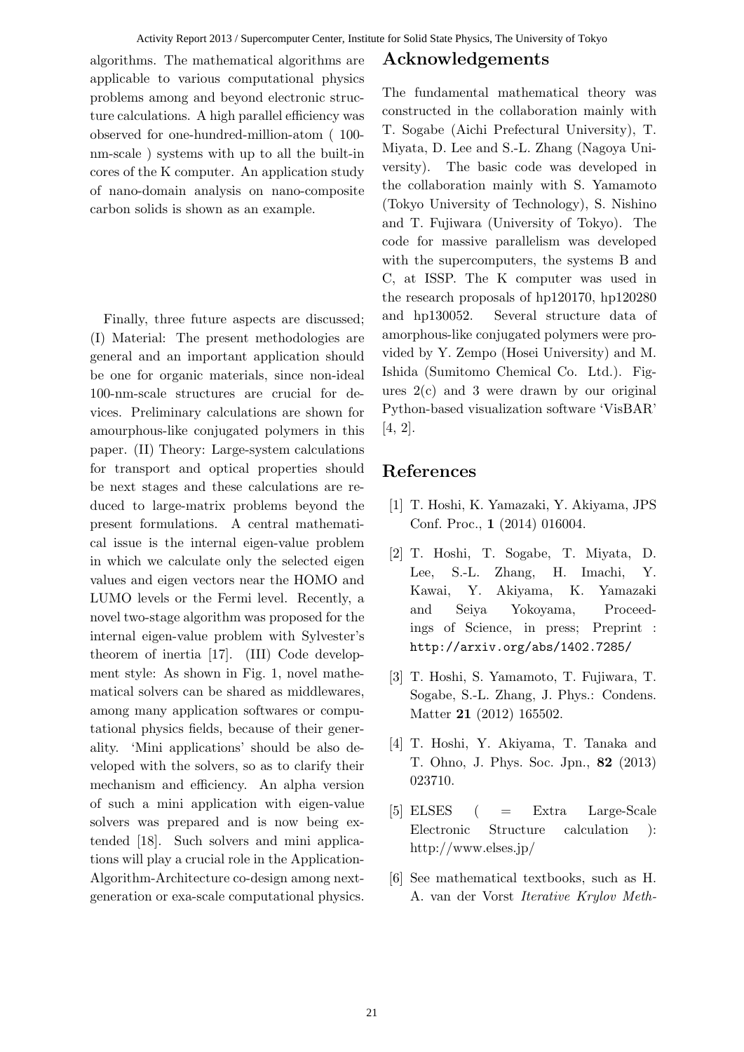algorithms. The mathematical algorithms are applicable to various computational physics problems among and beyond electronic structure calculations. A high parallel efficiency was observed for one-hundred-million-atom ( 100-nm-scale ) systems with up to all the built-in cores of the K computer. An application study of nano-domain analysis on nano-composite carbon solids is shown as an example.

Finally, three future aspects are discussed; (I) Material: The present methodologies are general and an important application should be one for organic materials, since non-ideal 100-nm-scale structures are crucial for devices. Preliminary calculations are shown for amourphous-like conjugated polymers in this paper. (II) Theory: Large-system calculations for transport and optical properties should be next stages and these calculations are reduced to large-matrix problems beyond the present formulations. A central mathematical issue is the internal eigen-value problem in which we calculate only the selected eigen values and eigen vectors near the HOMO and LUMO levels or the Fermi level. Recently, a novel two-stage algorithm was proposed for the internal eigen-value problem with Sylvester's theorem of inertia [17]. (III) Code development style: As shown in Fig. 1, novel mathematical solvers can be shared as middlewares, among many application softwares or computational physics fields, because of their generality. 'Mini applications' should be also developed with the solvers, so as to clarify their mechanism and efficiency. An alpha version of such a mini application with eigen-value solvers was prepared and is now being extended [18]. Such solvers and mini applications will play a crucial role in the Application-Algorithm-Architecture co-design among next-generation or exa-scale computational physics.

## Acknowledgements

The fundamental mathematical theory was constructed in the collaboration mainly with T. Sogabe (Aichi Prefectural University), T. Miyata, D. Lee and S.-L. Zhang (Nagoya University). The basic code was developed in the collaboration mainly with S. Yamamoto (Tokyo University of Technology), S. Nishino and T. Fujiwara (University of Tokyo). The code for massive parallelism was developed with the supercomputers, the systems B and C, at ISSP. The K computer was used in the research proposals of hp120170, hp120280 and hp130052. Several structure data of amorphous-like conjugated polymers were provided by Y. Zempo (Hosei University) and M. Ishida (Sumitomo Chemical Co. Ltd.). Figures 2(c) and 3 were drawn by our original Python-based visualization software 'VisBAR' [4, 2].

## References

[1] T. Hoshi, K. Yamazaki, Y. Akiyama, JPS Conf. Proc., **1** (2014) 016004.

[2] T. Hoshi, T. Sogabe, T. Miyata, D. Lee, S.-L. Zhang, H. Imachi, Y. Kawai, Y. Akiyama, K. Yamazaki and Seiya Yokoyama, Proceedings of Science, in press; Preprint : `http://arxiv.org/abs/1402.7285/`

[3] T. Hoshi, S. Yamamoto, T. Fujiwara, T. Sogabe, S.-L. Zhang, J. Phys.: Condens. Matter **21** (2012) 165502.

[4] T. Hoshi, Y. Akiyama, T. Tanaka and T. Ohno, J. Phys. Soc. Jpn., **82** (2013) 023710.

[5] ELSES ( = Extra Large-Scale Electronic Structure calculation ): http://www.elses.jp/

[6] See mathematical textbooks, such as H. A. van der Vorst *Iterative Krylov Meth-*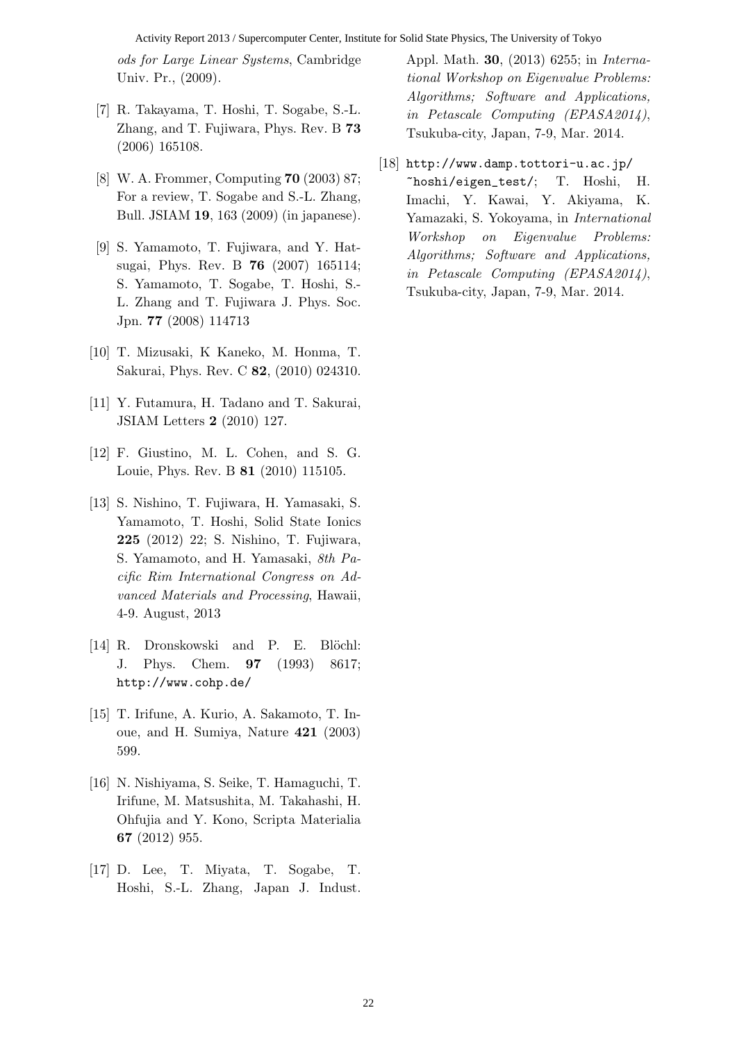ods for Large Linear Systems, Cambridge Univ. Pr., (2009).

[7] R. Takayama, T. Hoshi, T. Sogabe, S.-L. Zhang, and T. Fujiwara, Phys. Rev. B **73** (2006) 165108.

[8] W. A. Frommer, Computing **70** (2003) 87; For a review, T. Sogabe and S.-L. Zhang, Bull. JSIAM **19**, 163 (2009) (in japanese).

[9] S. Yamamoto, T. Fujiwara, and Y. Hatsugai, Phys. Rev. B **76** (2007) 165114; S. Yamamoto, T. Sogabe, T. Hoshi, S.-L. Zhang and T. Fujiwara J. Phys. Soc. Jpn. **77** (2008) 114713

[10] T. Mizusaki, K Kaneko, M. Honma, T. Sakurai, Phys. Rev. C **82**, (2010) 024310.

[11] Y. Futamura, H. Tadano and T. Sakurai, JSIAM Letters **2** (2010) 127.

[12] F. Giustino, M. L. Cohen, and S. G. Louie, Phys. Rev. B **81** (2010) 115105.

[13] S. Nishino, T. Fujiwara, H. Yamasaki, S. Yamamoto, T. Hoshi, Solid State Ionics **225** (2012) 22; S. Nishino, T. Fujiwara, S. Yamamoto, and H. Yamasaki, *8th Pacific Rim International Congress on Advanced Materials and Processing*, Hawaii, 4-9. August, 2013

[14] R. Dronskowski and P. E. Blöchl: J. Phys. Chem. **97** (1993) 8617; http://www.cohp.de/

[15] T. Irifune, A. Kurio, A. Sakamoto, T. Inoue, and H. Sumiya, Nature **421** (2003) 599.

[16] N. Nishiyama, S. Seike, T. Hamaguchi, T. Irifune, M. Matsushita, M. Takahashi, H. Ohfujia and Y. Kono, Scripta Materialia **67** (2012) 955.

[17] D. Lee, T. Miyata, T. Sogabe, T. Hoshi, S.-L. Zhang, Japan J. Indust. Appl. Math. **30**, (2013) 6255; in *International Workshop on Eigenvalue Problems: Algorithms; Software and Applications, in Petascale Computing (EPASA2014)*, Tsukuba-city, Japan, 7-9, Mar. 2014.

[18] http://www.damp.tottori-u.ac.jp/~hoshi/eigen_test/; T. Hoshi, H. Imachi, Y. Kawai, Y. Akiyama, K. Yamazaki, S. Yokoyama, in *International Workshop on Eigenvalue Problems: Algorithms; Software and Applications, in Petascale Computing (EPASA2014)*, Tsukuba-city, Japan, 7-9, Mar. 2014.